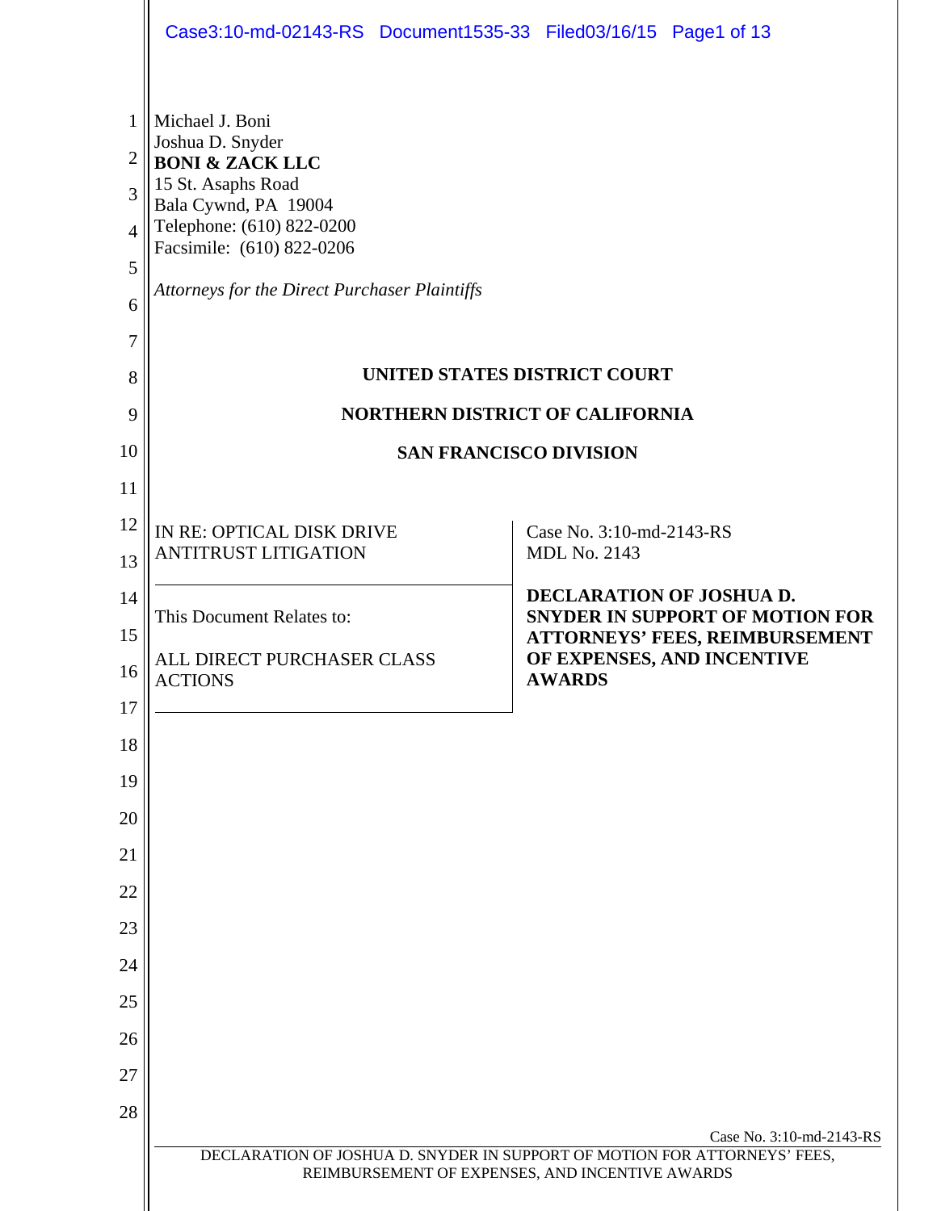Michael J. Boni
Joshua D. Snyder
**BONI & ZACK LLC**
15 St. Asaphs Road
Bala Cywnd, PA 19004
Telephone: (610) 822-0200
Facsimile: (610) 822-0206

*Attorneys for the Direct Purchaser Plaintiffs*

**UNITED STATES DISTRICT COURT**

**NORTHERN DISTRICT OF CALIFORNIA**

**SAN FRANCISCO DIVISION**

| | |
|---|---|
| IN RE: OPTICAL DISK DRIVE ANTITRUST LITIGATION<br><br>This Document Relates to:<br><br>ALL DIRECT PURCHASER CLASS ACTIONS | Case No. 3:10-md-2143-RS<br>MDL No. 2143<br><br>**DECLARATION OF JOSHUA D. SNYDER IN SUPPORT OF MOTION FOR ATTORNEYS' FEES, REIMBURSEMENT OF EXPENSES, AND INCENTIVE AWARDS** |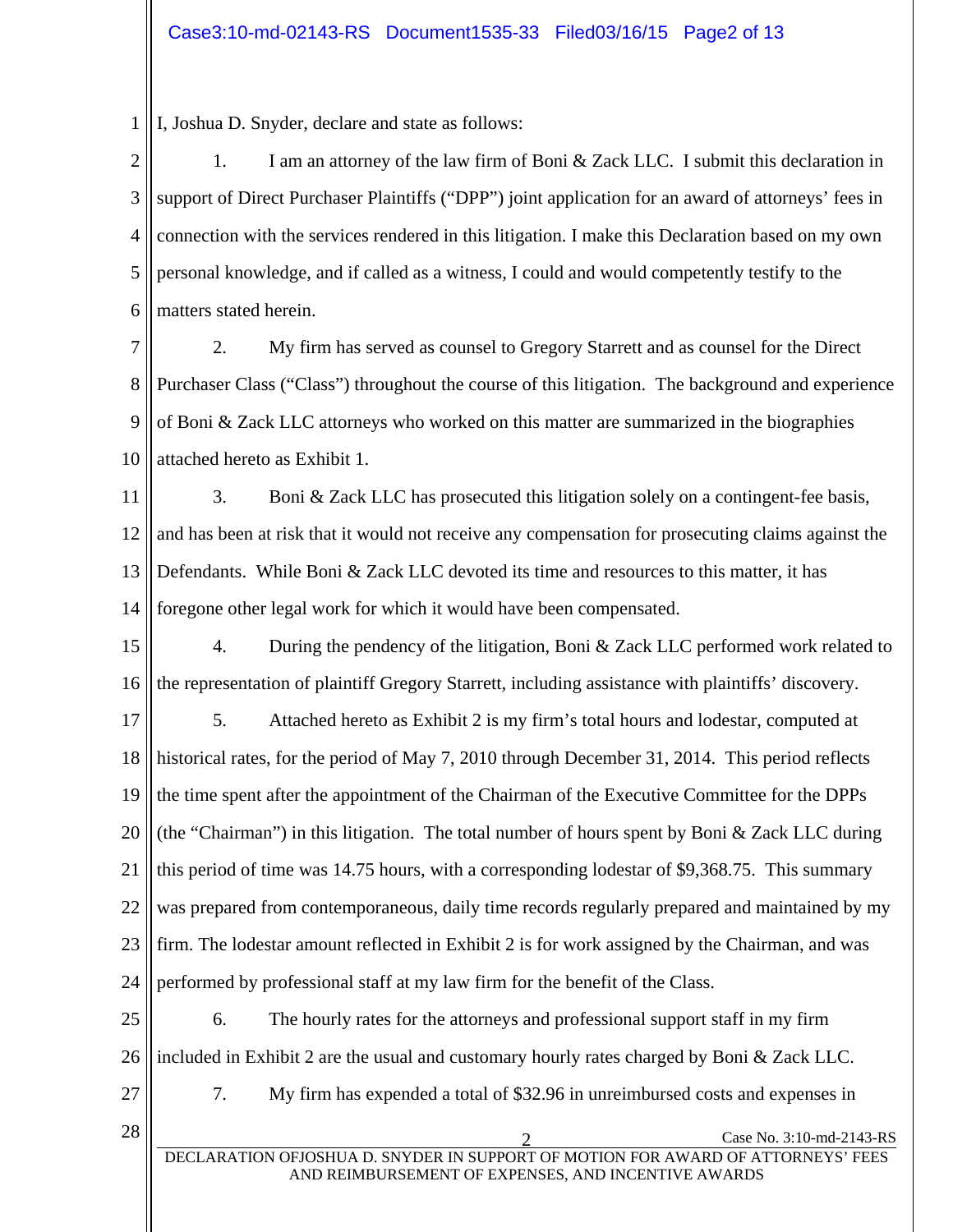I, Joshua D. Snyder, declare and state as follows:

1. I am an attorney of the law firm of Boni & Zack LLC. I submit this declaration in support of Direct Purchaser Plaintiffs ("DPP") joint application for an award of attorneys' fees in connection with the services rendered in this litigation. I make this Declaration based on my own personal knowledge, and if called as a witness, I could and would competently testify to the matters stated herein.

2. My firm has served as counsel to Gregory Starrett and as counsel for the Direct Purchaser Class ("Class") throughout the course of this litigation. The background and experience of Boni & Zack LLC attorneys who worked on this matter are summarized in the biographies attached hereto as Exhibit 1.

3. Boni & Zack LLC has prosecuted this litigation solely on a contingent-fee basis, and has been at risk that it would not receive any compensation for prosecuting claims against the Defendants. While Boni & Zack LLC devoted its time and resources to this matter, it has foregone other legal work for which it would have been compensated.

4. During the pendency of the litigation, Boni & Zack LLC performed work related to the representation of plaintiff Gregory Starrett, including assistance with plaintiffs' discovery.

5. Attached hereto as Exhibit 2 is my firm's total hours and lodestar, computed at historical rates, for the period of May 7, 2010 through December 31, 2014. This period reflects the time spent after the appointment of the Chairman of the Executive Committee for the DPPs (the "Chairman") in this litigation. The total number of hours spent by Boni & Zack LLC during this period of time was 14.75 hours, with a corresponding lodestar of $9,368.75. This summary was prepared from contemporaneous, daily time records regularly prepared and maintained by my firm. The lodestar amount reflected in Exhibit 2 is for work assigned by the Chairman, and was performed by professional staff at my law firm for the benefit of the Class.

6. The hourly rates for the attorneys and professional support staff in my firm included in Exhibit 2 are the usual and customary hourly rates charged by Boni & Zack LLC.

7. My firm has expended a total of $32.96 in unreimbursed costs and expenses in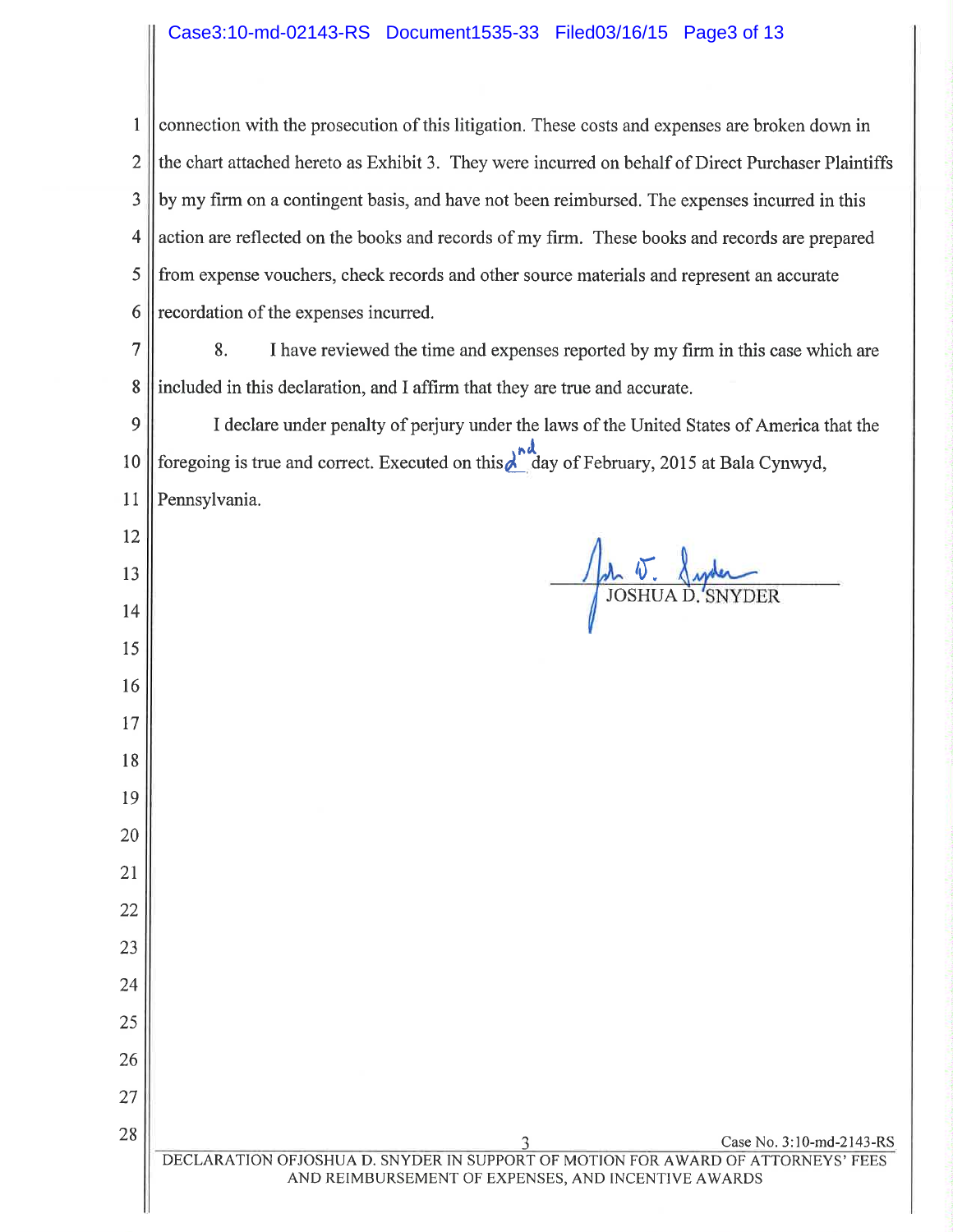connection with the prosecution of this litigation. These costs and expenses are broken down in the chart attached hereto as Exhibit 3. They were incurred on behalf of Direct Purchaser Plaintiffs by my firm on a contingent basis, and have not been reimbursed. The expenses incurred in this action are reflected on the books and records of my firm. These books and records are prepared from expense vouchers, check records and other source materials and represent an accurate recordation of the expenses incurred.

8. I have reviewed the time and expenses reported by my firm in this case which are included in this declaration, and I affirm that they are true and accurate.

I declare under penalty of perjury under the laws of the United States of America that the foregoing is true and correct. Executed on this 2nd day of February, 2015 at Bala Cynwyd, Pennsylvania.

JOSHUA D. SNYDER

Case No. 3:10-md-2143-RS

DECLARATION OF JOSHUA D. SNYDER IN SUPPORT OF MOTION FOR AWARD OF ATTORNEYS' FEES AND REIMBURSEMENT OF EXPENSES, AND INCENTIVE AWARDS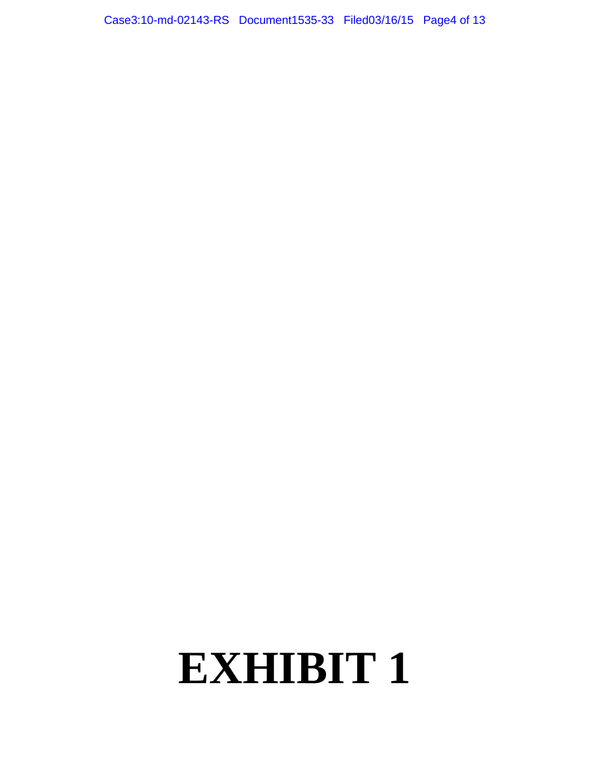# EXHIBIT 1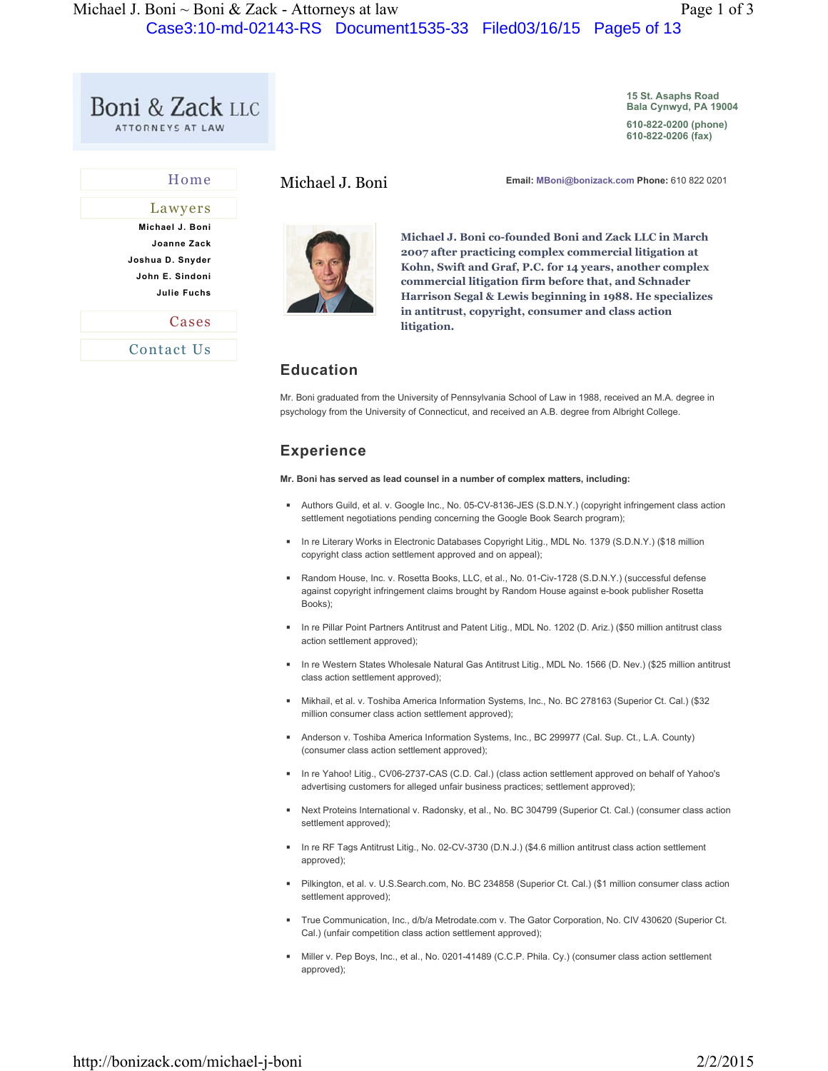# Boni & Zack LLC

ATTORNEYS AT LAW

15 St. Asaphs Road
Bala Cynwyd, PA 19004

610-822-0200 (phone)
610-822-0206 (fax)

- Home
- Lawyers
  - Michael J. Boni
  - Joanne Zack
  - Joshua D. Snyder
  - John E. Sindoni
  - Julie Fuchs
- Cases
- Contact Us

## Michael J. Boni

**Email:** MBoni@bonizack.com **Phone:** 610 822 0201

**Michael J. Boni co-founded Boni and Zack LLC in March 2007 after practicing complex commercial litigation at Kohn, Swift and Graf, P.C. for 14 years, another complex commercial litigation firm before that, and Schnader Harrison Segal & Lewis beginning in 1988. He specializes in antitrust, copyright, consumer and class action litigation.**

### Education

Mr. Boni graduated from the University of Pennsylvania School of Law in 1988, received an M.A. degree in psychology from the University of Connecticut, and received an A.B. degree from Albright College.

### Experience

**Mr. Boni has served as lead counsel in a number of complex matters, including:**

- Authors Guild, et al. v. Google Inc., No. 05-CV-8136-JES (S.D.N.Y.) (copyright infringement class action settlement negotiations pending concerning the Google Book Search program);
- In re Literary Works in Electronic Databases Copyright Litig., MDL No. 1379 (S.D.N.Y.) ($18 million copyright class action settlement approved and on appeal);
- Random House, Inc. v. Rosetta Books, LLC, et al., No. 01-Civ-1728 (S.D.N.Y.) (successful defense against copyright infringement claims brought by Random House against e-book publisher Rosetta Books);
- In re Pillar Point Partners Antitrust and Patent Litig., MDL No. 1202 (D. Ariz.) ($50 million antitrust class action settlement approved);
- In re Western States Wholesale Natural Gas Antitrust Litig., MDL No. 1566 (D. Nev.) ($25 million antitrust class action settlement approved);
- Mikhail, et al. v. Toshiba America Information Systems, Inc., No. BC 278163 (Superior Ct. Cal.) ($32 million consumer class action settlement approved);
- Anderson v. Toshiba America Information Systems, Inc., BC 299977 (Cal. Sup. Ct., L.A. County) (consumer class action settlement approved);
- In re Yahoo! Litig., CV06-2737-CAS (C.D. Cal.) (class action settlement approved on behalf of Yahoo's advertising customers for alleged unfair business practices; settlement approved);
- Next Proteins International v. Radonsky, et al., No. BC 304799 (Superior Ct. Cal.) (consumer class action settlement approved);
- In re RF Tags Antitrust Litig., No. 02-CV-3730 (D.N.J.) ($4.6 million antitrust class action settlement approved);
- Pilkington, et al. v. U.S.Search.com, No. BC 234858 (Superior Ct. Cal.) ($1 million consumer class action settlement approved);
- True Communication, Inc., d/b/a Metrodate.com v. The Gator Corporation, No. CIV 430620 (Superior Ct. Cal.) (unfair competition class action settlement approved);
- Miller v. Pep Boys, Inc., et al., No. 0201-41489 (C.C.P. Phila. Cy.) (consumer class action settlement approved);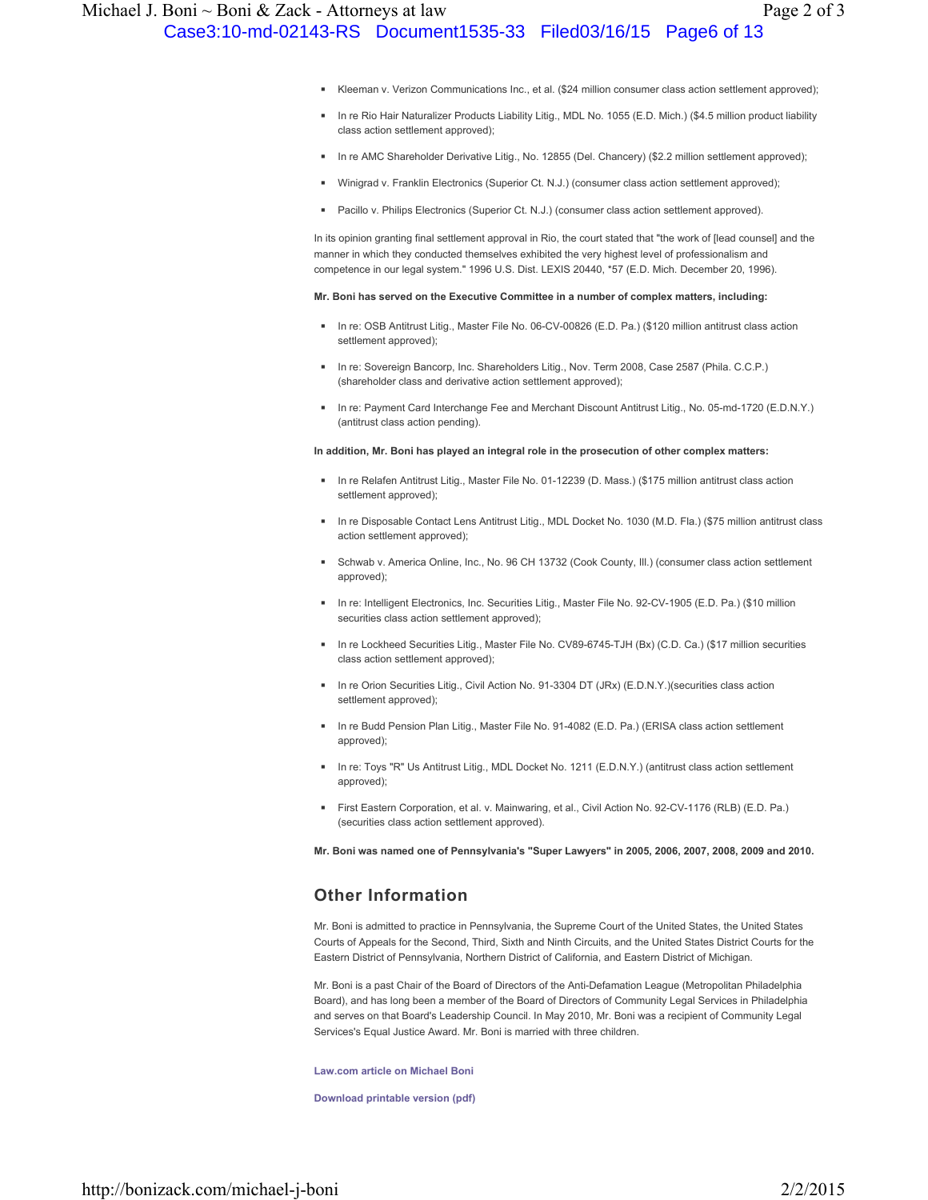- Kleeman v. Verizon Communications Inc., et al. ($24 million consumer class action settlement approved);
- In re Rio Hair Naturalizer Products Liability Litig., MDL No. 1055 (E.D. Mich.) ($4.5 million product liability class action settlement approved);
- In re AMC Shareholder Derivative Litig., No. 12855 (Del. Chancery) ($2.2 million settlement approved);
- Winigrad v. Franklin Electronics (Superior Ct. N.J.) (consumer class action settlement approved);
- Pacillo v. Philips Electronics (Superior Ct. N.J.) (consumer class action settlement approved).

In its opinion granting final settlement approval in Rio, the court stated that "the work of [lead counsel] and the manner in which they conducted themselves exhibited the very highest level of professionalism and competence in our legal system." 1996 U.S. Dist. LEXIS 20440, *57 (E.D. Mich. December 20, 1996).

**Mr. Boni has served on the Executive Committee in a number of complex matters, including:**

- In re: OSB Antitrust Litig., Master File No. 06-CV-00826 (E.D. Pa.) ($120 million antitrust class action settlement approved);
- In re: Sovereign Bancorp, Inc. Shareholders Litig., Nov. Term 2008, Case 2587 (Phila. C.C.P.) (shareholder class and derivative action settlement approved);
- In re: Payment Card Interchange Fee and Merchant Discount Antitrust Litig., No. 05-md-1720 (E.D.N.Y.) (antitrust class action pending).

**In addition, Mr. Boni has played an integral role in the prosecution of other complex matters:**

- In re Relafen Antitrust Litig., Master File No. 01-12239 (D. Mass.) ($175 million antitrust class action settlement approved);
- In re Disposable Contact Lens Antitrust Litig., MDL Docket No. 1030 (M.D. Fla.) ($75 million antitrust class action settlement approved);
- Schwab v. America Online, Inc., No. 96 CH 13732 (Cook County, Ill.) (consumer class action settlement approved);
- In re: Intelligent Electronics, Inc. Securities Litig., Master File No. 92-CV-1905 (E.D. Pa.) ($10 million securities class action settlement approved);
- In re Lockheed Securities Litig., Master File No. CV89-6745-TJH (Bx) (C.D. Ca.) ($17 million securities class action settlement approved);
- In re Orion Securities Litig., Civil Action No. 91-3304 DT (JRx) (E.D.N.Y.)(securities class action settlement approved);
- In re Budd Pension Plan Litig., Master File No. 91-4082 (E.D. Pa.) (ERISA class action settlement approved);
- In re: Toys "R" Us Antitrust Litig., MDL Docket No. 1211 (E.D.N.Y.) (antitrust class action settlement approved);
- First Eastern Corporation, et al. v. Mainwaring, et al., Civil Action No. 92-CV-1176 (RLB) (E.D. Pa.) (securities class action settlement approved).

**Mr. Boni was named one of Pennsylvania's "Super Lawyers" in 2005, 2006, 2007, 2008, 2009 and 2010.**

## Other Information

Mr. Boni is admitted to practice in Pennsylvania, the Supreme Court of the United States, the United States Courts of Appeals for the Second, Third, Sixth and Ninth Circuits, and the United States District Courts for the Eastern District of Pennsylvania, Northern District of California, and Eastern District of Michigan.

Mr. Boni is a past Chair of the Board of Directors of the Anti-Defamation League (Metropolitan Philadelphia Board), and has long been a member of the Board of Directors of Community Legal Services in Philadelphia and serves on that Board's Leadership Council. In May 2010, Mr. Boni was a recipient of Community Legal Services's Equal Justice Award. Mr. Boni is married with three children.

**Law.com article on Michael Boni**

**Download printable version (pdf)**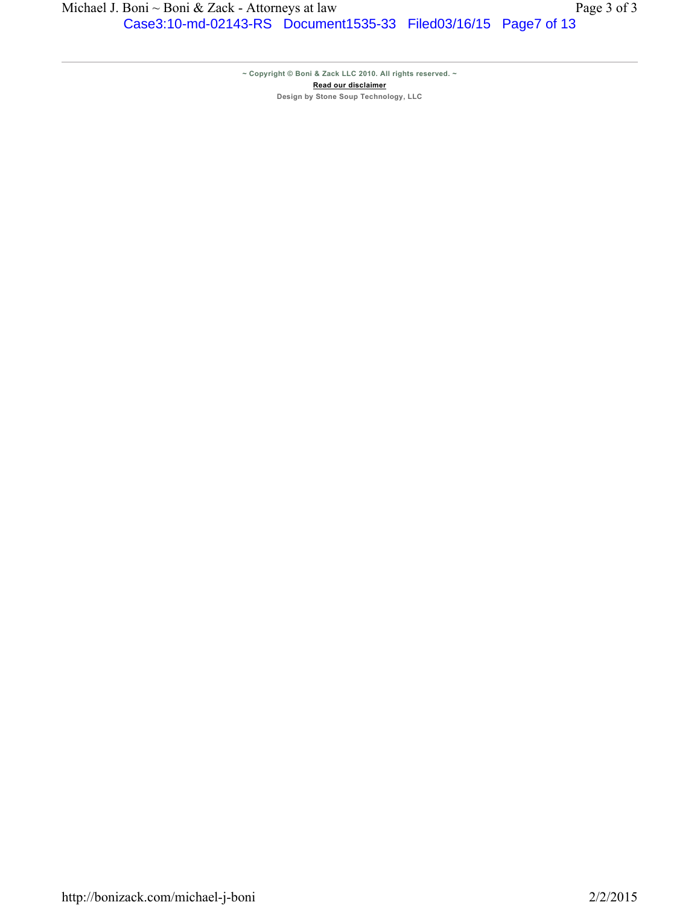~ Copyright © Boni & Zack LLC 2010. All rights reserved. ~

Read our disclaimer

Design by Stone Soup Technology, LLC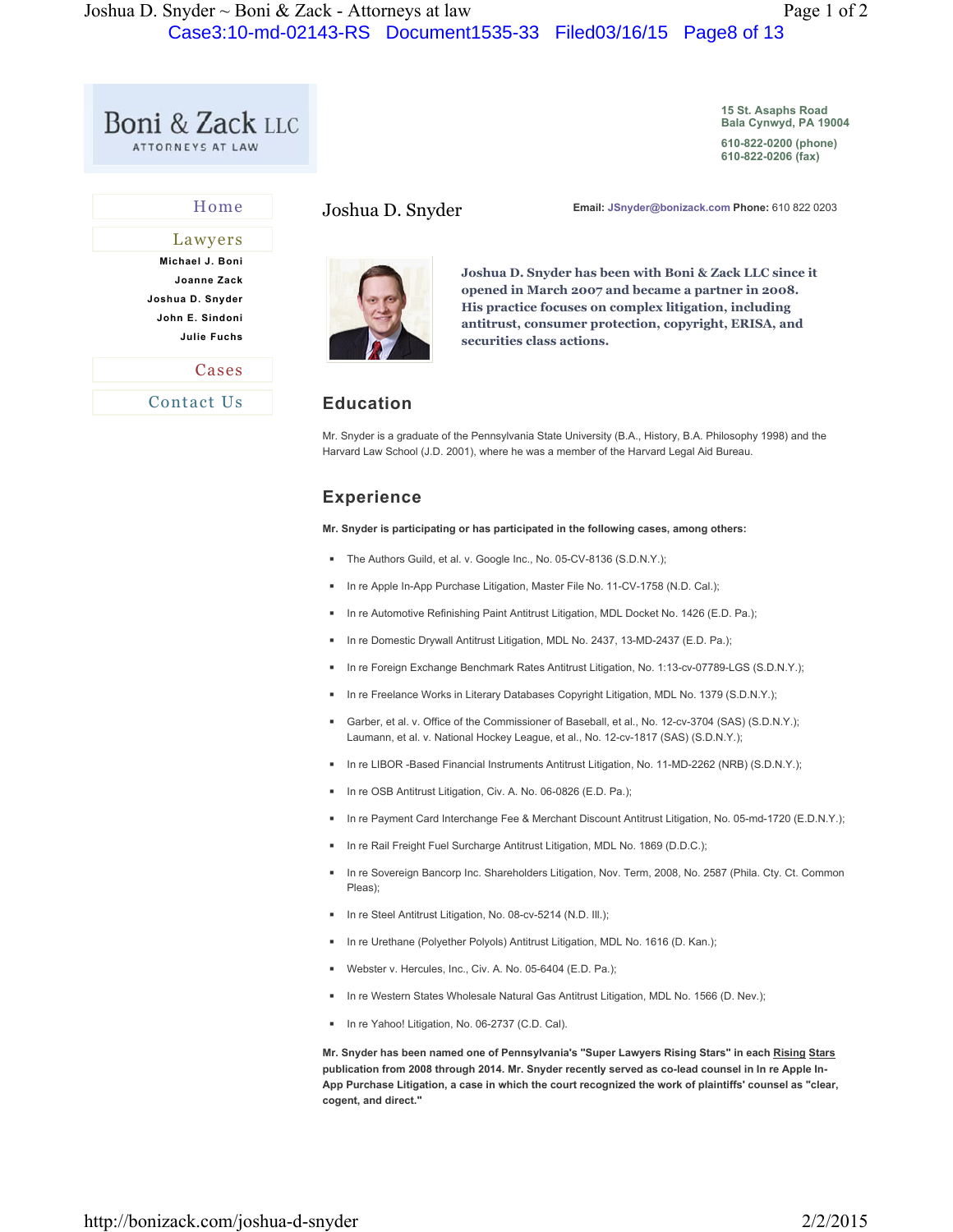# Boni & Zack LLC

ATTORNEYS AT LAW

15 St. Asaphs Road
Bala Cynwyd, PA 19004

610-822-0200 (phone)
610-822-0206 (fax)

Home

Lawyers

- Michael J. Boni
- Joanne Zack
- Joshua D. Snyder
- John E. Sindoni
- Julie Fuchs

Cases

Contact Us

## Joshua D. Snyder

**Email:** JSnyder@bonizack.com **Phone:** 610 822 0203

***Joshua D. Snyder has been with Boni & Zack LLC since it opened in March 2007 and became a partner in 2008. His practice focuses on complex litigation, including antitrust, consumer protection, copyright, ERISA, and securities class actions.***

## Education

Mr. Snyder is a graduate of the Pennsylvania State University (B.A., History, B.A. Philosophy 1998) and the Harvard Law School (J.D. 2001), where he was a member of the Harvard Legal Aid Bureau.

## Experience

**Mr. Snyder is participating or has participated in the following cases, among others:**

- The Authors Guild, et al. v. Google Inc., No. 05-CV-8136 (S.D.N.Y.);
- In re Apple In-App Purchase Litigation, Master File No. 11-CV-1758 (N.D. Cal.);
- In re Automotive Refinishing Paint Antitrust Litigation, MDL Docket No. 1426 (E.D. Pa.);
- In re Domestic Drywall Antitrust Litigation, MDL No. 2437, 13-MD-2437 (E.D. Pa.);
- In re Foreign Exchange Benchmark Rates Antitrust Litigation, No. 1:13-cv-07789-LGS (S.D.N.Y.);
- In re Freelance Works in Literary Databases Copyright Litigation, MDL No. 1379 (S.D.N.Y.);
- Garber, et al. v. Office of the Commissioner of Baseball, et al., No. 12-cv-3704 (SAS) (S.D.N.Y.); Laumann, et al. v. National Hockey League, et al., No. 12-cv-1817 (SAS) (S.D.N.Y.);
- In re LIBOR -Based Financial Instruments Antitrust Litigation, No. 11-MD-2262 (NRB) (S.D.N.Y.);
- In re OSB Antitrust Litigation, Civ. A. No. 06-0826 (E.D. Pa.);
- In re Payment Card Interchange Fee & Merchant Discount Antitrust Litigation, No. 05-md-1720 (E.D.N.Y.);
- In re Rail Freight Fuel Surcharge Antitrust Litigation, MDL No. 1869 (D.D.C.);
- In re Sovereign Bancorp Inc. Shareholders Litigation, Nov. Term, 2008, No. 2587 (Phila. Cty. Ct. Common Pleas);
- In re Steel Antitrust Litigation, No. 08-cv-5214 (N.D. Ill.);
- In re Urethane (Polyether Polyols) Antitrust Litigation, MDL No. 1616 (D. Kan.);
- Webster v. Hercules, Inc., Civ. A. No. 05-6404 (E.D. Pa.);
- In re Western States Wholesale Natural Gas Antitrust Litigation, MDL No. 1566 (D. Nev.);
- In re Yahoo! Litigation, No. 06-2737 (C.D. Cal).

**Mr. Snyder has been named one of Pennsylvania's "Super Lawyers Rising Stars" in each Rising Stars publication from 2008 through 2014. Mr. Snyder recently served as co-lead counsel in In re Apple In-App Purchase Litigation, a case in which the court recognized the work of plaintiffs' counsel as "clear, cogent, and direct."**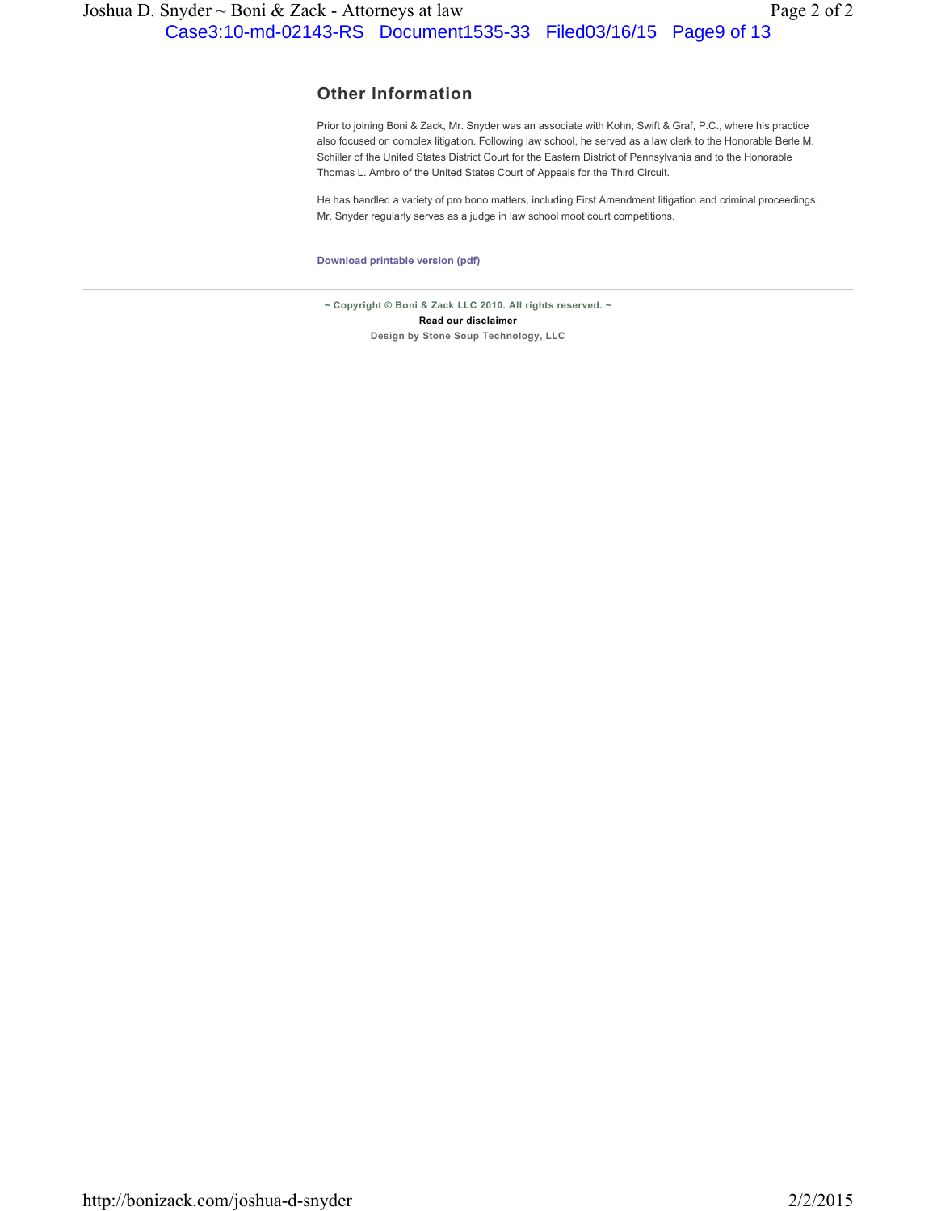## Other Information

Prior to joining Boni & Zack, Mr. Snyder was an associate with Kohn, Swift & Graf, P.C., where his practice also focused on complex litigation. Following law school, he served as a law clerk to the Honorable Berle M. Schiller of the United States District Court for the Eastern District of Pennsylvania and to the Honorable Thomas L. Ambro of the United States Court of Appeals for the Third Circuit.

He has handled a variety of pro bono matters, including First Amendment litigation and criminal proceedings. Mr. Snyder regularly serves as a judge in law school moot court competitions.

**Download printable version (pdf)**

~ Copyright © Boni & Zack LLC 2010. All rights reserved. ~

Read our disclaimer

Design by Stone Soup Technology, LLC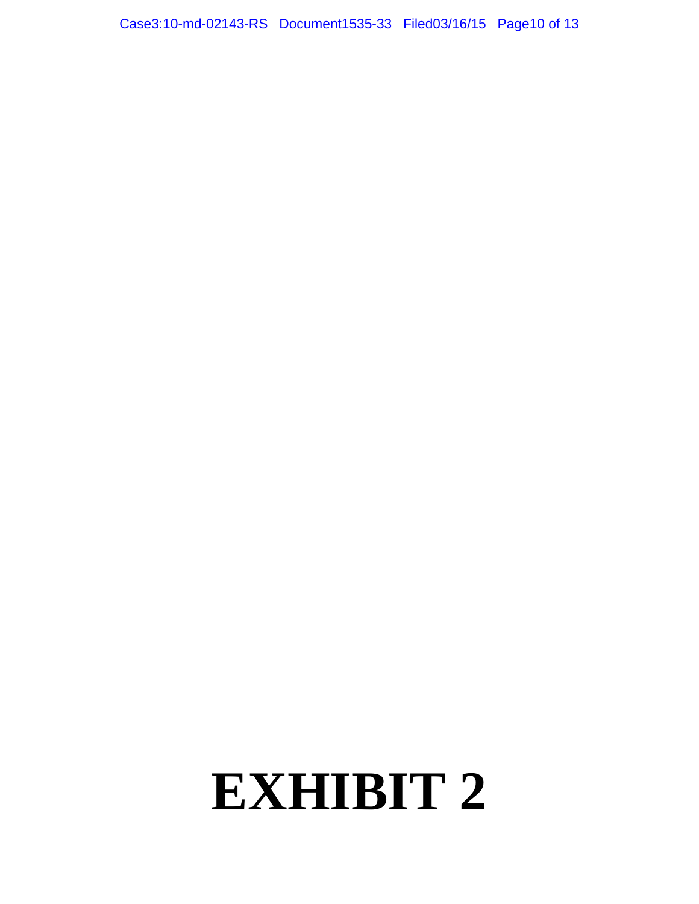# EXHIBIT 2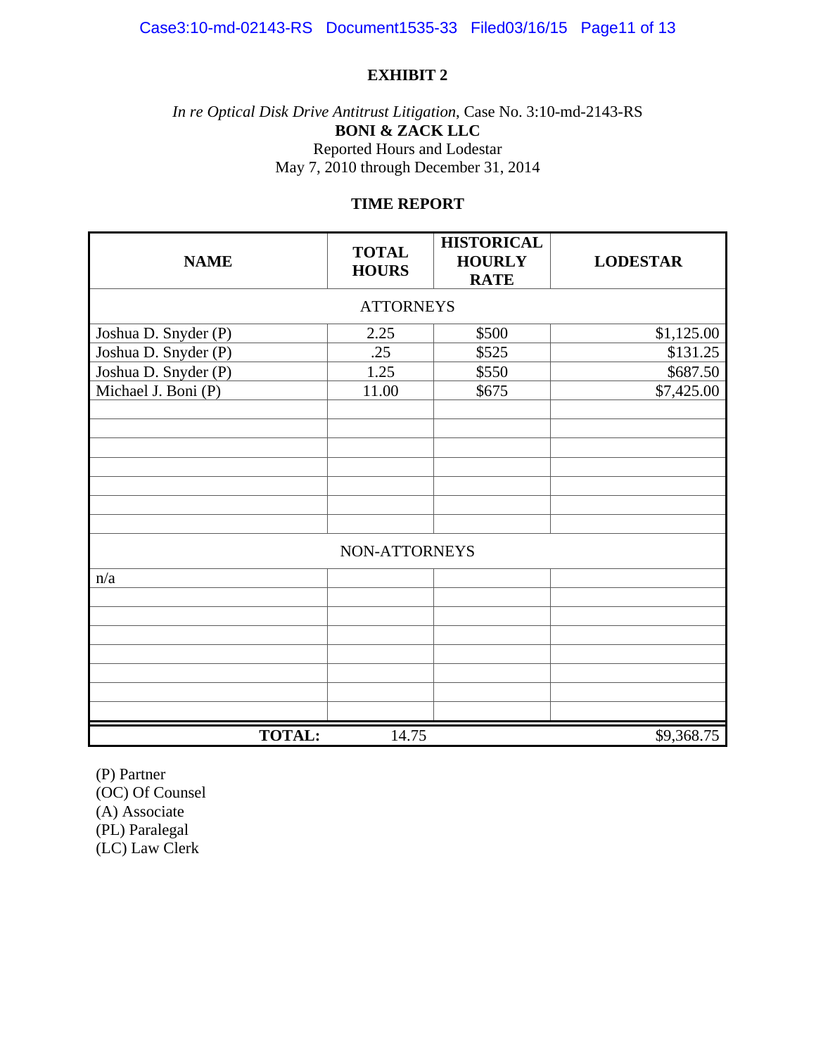# EXHIBIT 2

*In re Optical Disk Drive Antitrust Litigation*, Case No. 3:10-md-2143-RS
**BONI & ZACK LLC**
Reported Hours and Lodestar
May 7, 2010 through December 31, 2014

## TIME REPORT

| NAME | TOTAL HOURS | HISTORICAL HOURLY RATE | LODESTAR |
|---|---|---|---|
| ATTORNEYS | | | |
| Joshua D. Snyder (P) | 2.25 | $500 | $1,125.00 |
| Joshua D. Snyder (P) | .25 | $525 | $131.25 |
| Joshua D. Snyder (P) | 1.25 | $550 | $687.50 |
| Michael J. Boni (P) | 11.00 | $675 | $7,425.00 |
| | | | |
| | | | |
| | | | |
| | | | |
| | | | |
| | | | |
| | | | |
| NON-ATTORNEYS | | | |
| n/a | | | |
| | | | |
| | | | |
| | | | |
| | | | |
| | | | |
| | | | |
| | | | |
| **TOTAL:** | 14.75 | | $9,368.75 |

(P) Partner
(OC) Of Counsel
(A) Associate
(PL) Paralegal
(LC) Law Clerk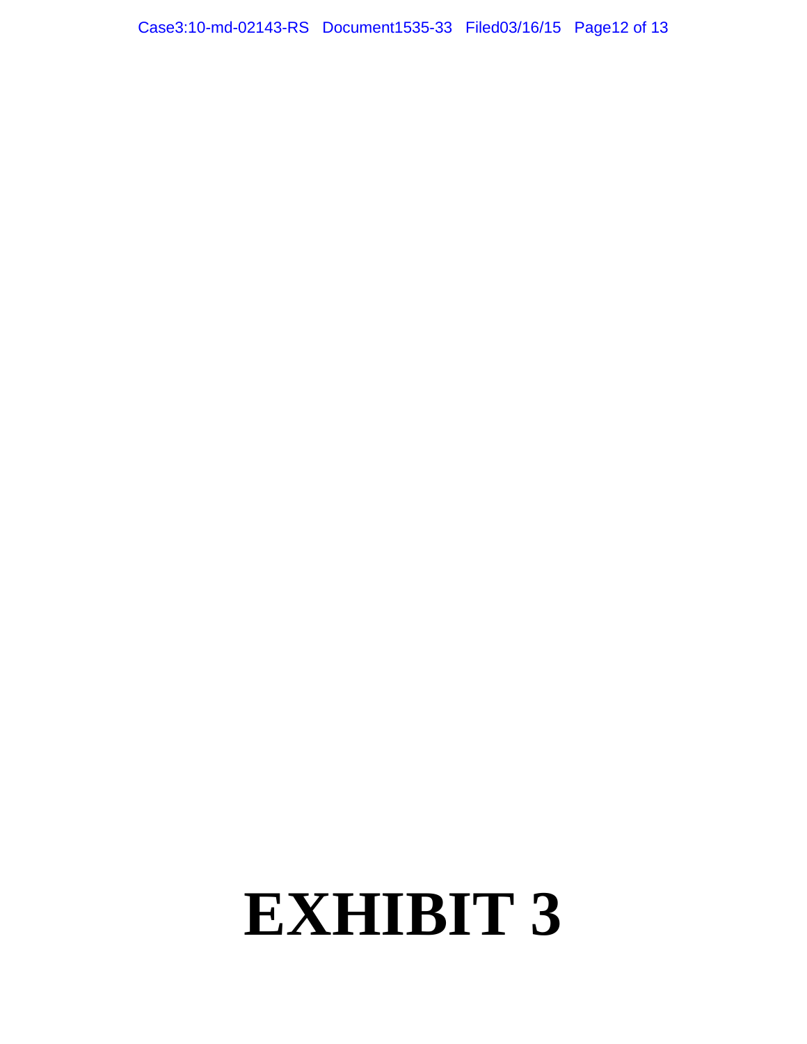# EXHIBIT 3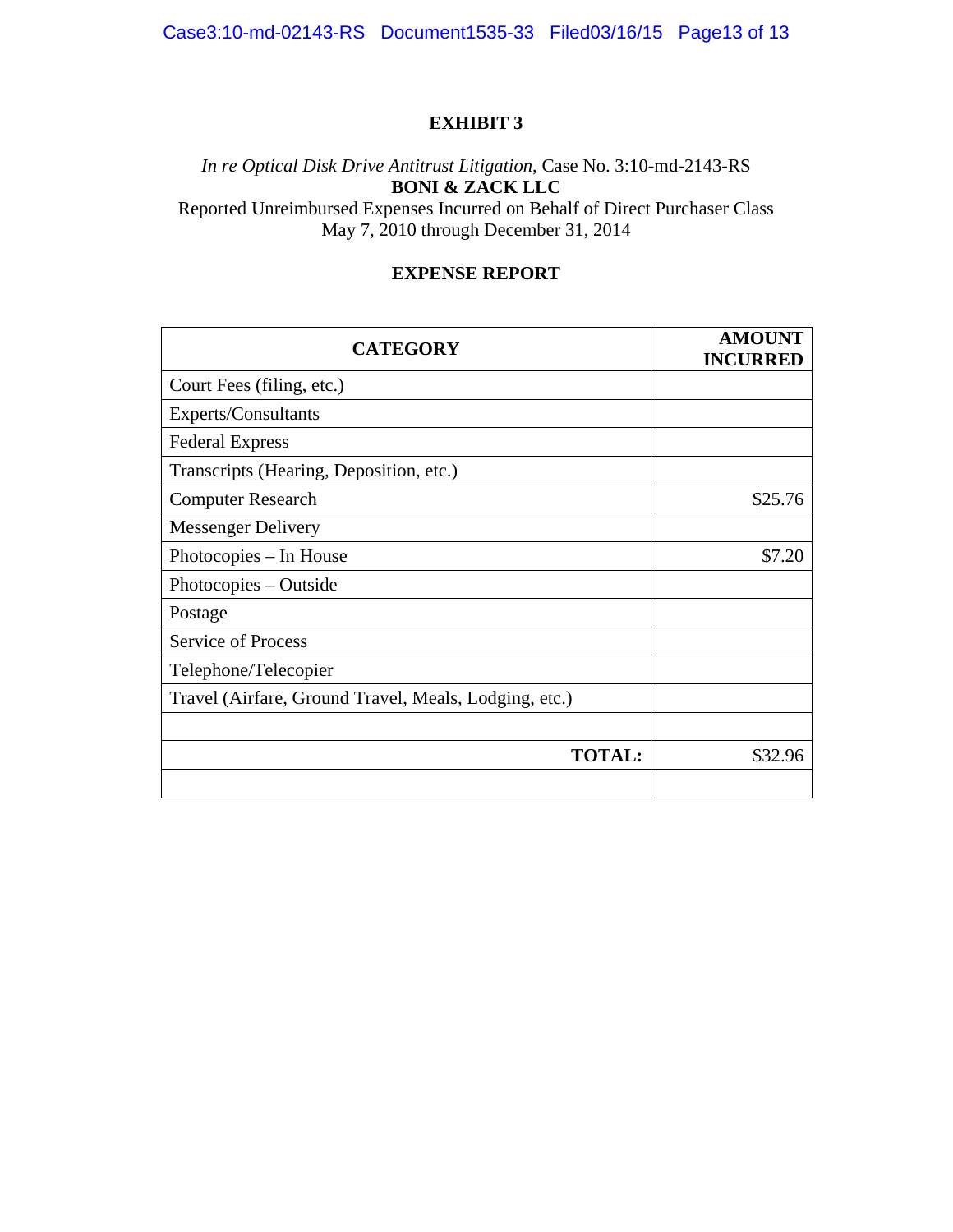# EXHIBIT 3

*In re Optical Disk Drive Antitrust Litigation*, Case No. 3:10-md-2143-RS
**BONI & ZACK LLC**
Reported Unreimbursed Expenses Incurred on Behalf of Direct Purchaser Class
May 7, 2010 through December 31, 2014

## EXPENSE REPORT

| CATEGORY | AMOUNT INCURRED |
|---|---|
| Court Fees (filing, etc.) | |
| Experts/Consultants | |
| Federal Express | |
| Transcripts (Hearing, Deposition, etc.) | |
| Computer Research | $25.76 |
| Messenger Delivery | |
| Photocopies – In House | $7.20 |
| Photocopies – Outside | |
| Postage | |
| Service of Process | |
| Telephone/Telecopier | |
| Travel (Airfare, Ground Travel, Meals, Lodging, etc.) | |
| | |
| **TOTAL:** | $32.96 |
| | |